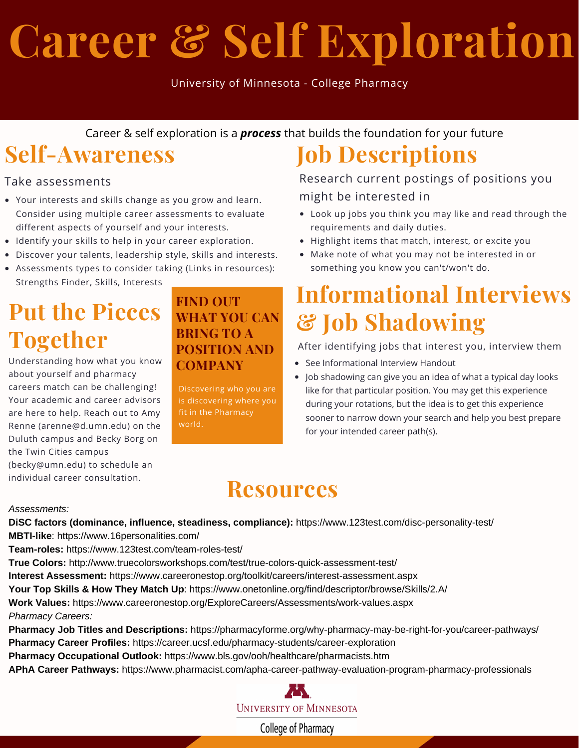# Career & Self Exploration

University of Minnesota - College Pharmacy

Career & self exploration is a ***process*** that builds the foundation for your future

## Self-Awareness

Take assessments

- Your interests and skills change as you grow and learn. Consider using multiple career assessments to evaluate different aspects of yourself and your interests.
- Identify your skills to help in your career exploration.
- Discover your talents, leadership style, skills and interests.
- Assessments types to consider taking (Links in resources): Strengths Finder, Skills, Interests

## Put the Pieces Together

Understanding how what you know about yourself and pharmacy careers match can be challenging! Your academic and career advisors are here to help. Reach out to Amy Renne (arenne@d.umn.edu) on the Duluth campus and Becky Borg on the Twin Cities campus (becky@umn.edu) to schedule an individual career consultation.

### FIND OUT WHAT YOU CAN BRING TO A POSITION AND COMPANY

Discovering who you are is discovering where you fit in the Pharmacy world.

## Job Descriptions

Research current postings of positions you might be interested in

- Look up jobs you think you may like and read through the requirements and daily duties.
- Highlight items that match, interest, or excite you
- Make note of what you may not be interested in or something you know you can't/won't do.

## Informational Interviews & Job Shadowing

After identifying jobs that interest you, interview them

- See Informational Interview Handout
- Job shadowing can give you an idea of what a typical day looks like for that particular position. You may get this experience during your rotations, but the idea is to get this experience sooner to narrow down your search and help you best prepare for your intended career path(s).

## Resources

*Assessments:*

**DiSC factors (dominance, influence, steadiness, compliance):** https://www.123test.com/disc-personality-test/
**MBTI-like**: https://www.16personalities.com/
**Team-roles:** https://www.123test.com/team-roles-test/
**True Colors:** http://www.truecolorsworkshops.com/test/true-colors-quick-assessment-test/
**Interest Assessment:** https://www.careeronestop.org/toolkit/careers/interest-assessment.aspx
**Your Top Skills & How They Match Up**: https://www.onetonline.org/find/descriptor/browse/Skills/2.A/
**Work Values:** https://www.careeronestop.org/ExploreCareers/Assessments/work-values.aspx

*Pharmacy Careers:*

**Pharmacy Job Titles and Descriptions:** https://pharmacyforme.org/why-pharmacy-may-be-right-for-you/career-pathways/
**Pharmacy Career Profiles:** https://career.ucsf.edu/pharmacy-students/career-exploration
**Pharmacy Occupational Outlook:** https://www.bls.gov/ooh/healthcare/pharmacists.htm
**APhA Career Pathways:** https://www.pharmacist.com/apha-career-pathway-evaluation-program-pharmacy-professionals

University of Minnesota
College of Pharmacy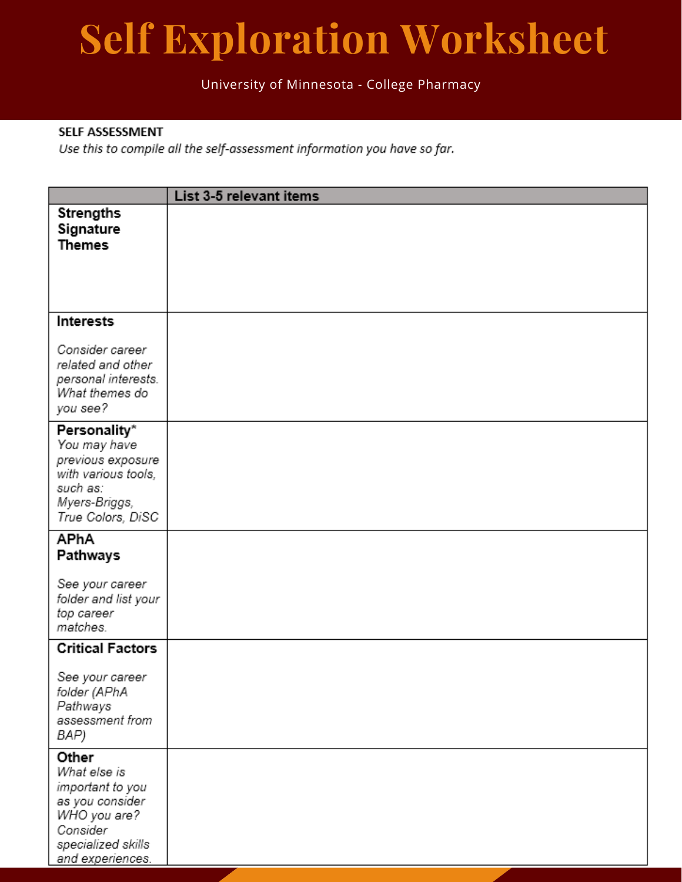# Self Exploration Worksheet

University of Minnesota - College Pharmacy

**SELF ASSESSMENT**

*Use this to compile all the self-assessment information you have so far.*

| | List 3-5 relevant items |
|---|---|
| **Strengths Signature Themes** | |
| **Interests** *Consider career related and other personal interests. What themes do you see?* | |
| **Personality*** *You may have previous exposure with various tools, such as: Myers-Briggs, True Colors, DiSC* | |
| **APhA Pathways** *See your career folder and list your top career matches.* | |
| **Critical Factors** *See your career folder (APhA Pathways assessment from BAP)* | |
| **Other** *What else is important to you as you consider WHO you are? Consider specialized skills and experiences.* | |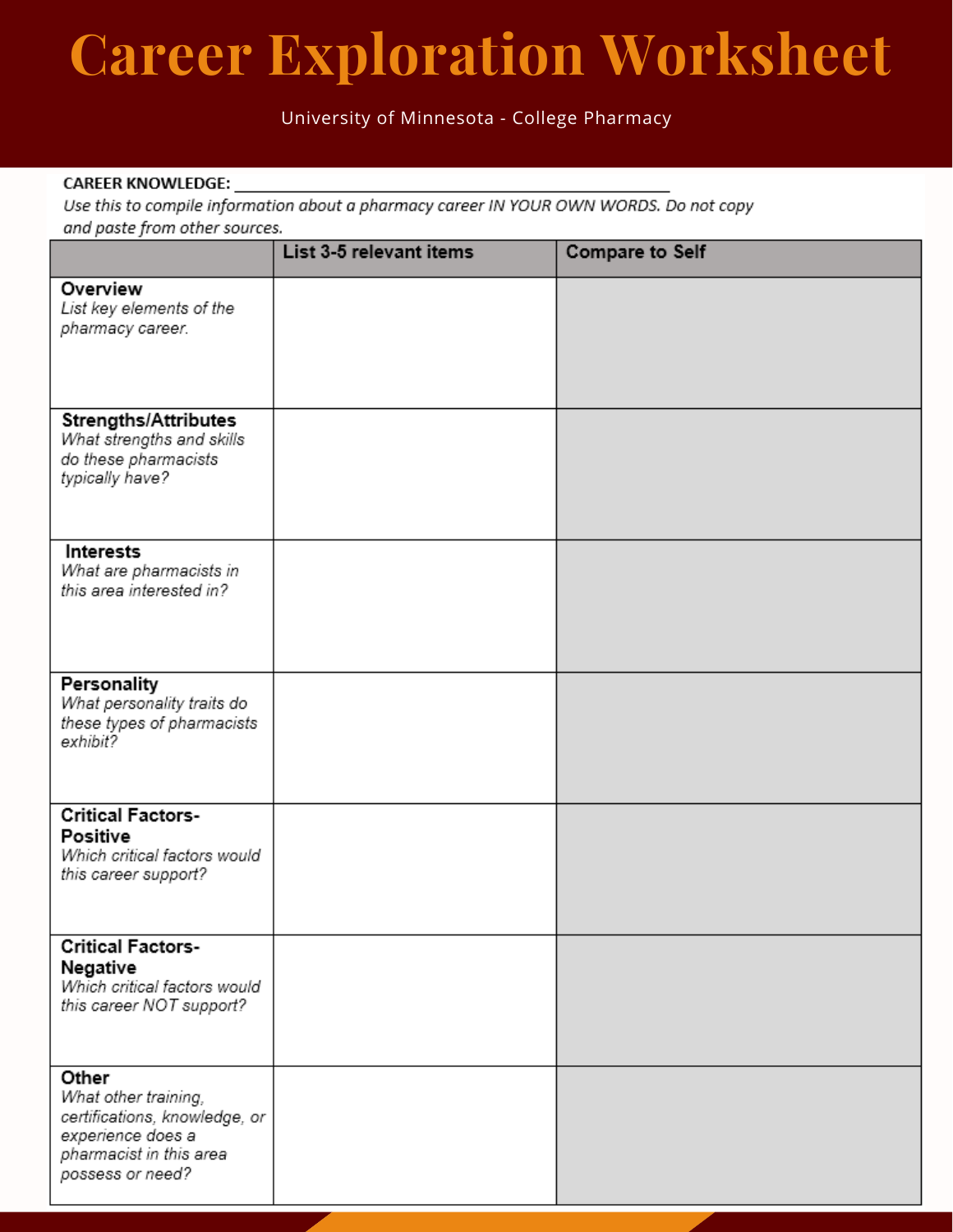# Career Exploration Worksheet

University of Minnesota - College Pharmacy

**CAREER KNOWLEDGE:** ___________________________________________

*Use this to compile information about a pharmacy career IN YOUR OWN WORDS. Do not copy and paste from other sources.*

| | List 3-5 relevant items | Compare to Self |
|---|---|---|
| **Overview** *List key elements of the pharmacy career.* | | |
| **Strengths/Attributes** *What strengths and skills do these pharmacists typically have?* | | |
| **Interests** *What are pharmacists in this area interested in?* | | |
| **Personality** *What personality traits do these types of pharmacists exhibit?* | | |
| **Critical Factors-Positive** *Which critical factors would this career support?* | | |
| **Critical Factors-Negative** *Which critical factors would this career NOT support?* | | |
| **Other** *What other training, certifications, knowledge, or experience does a pharmacist in this area possess or need?* | | |